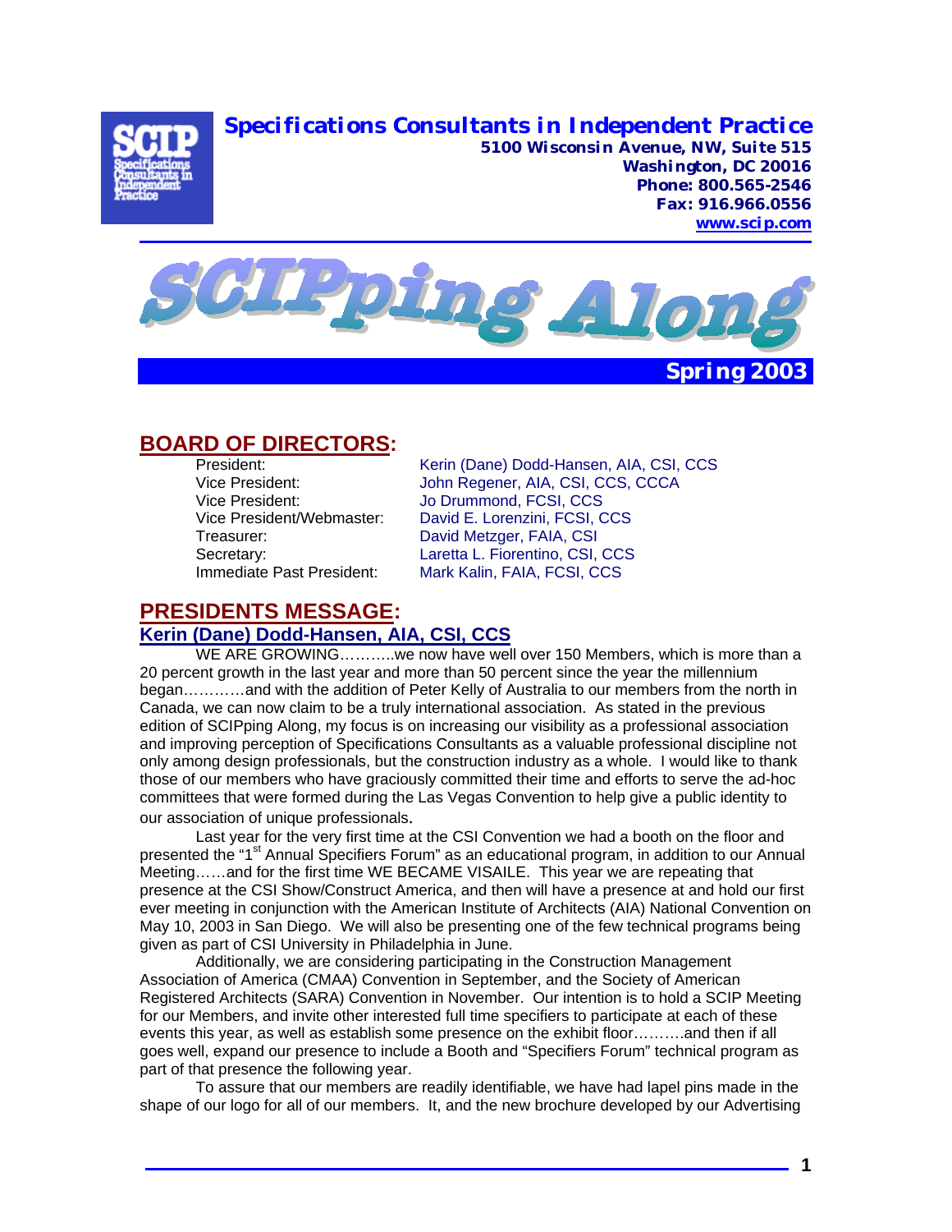**Specifications Consultants in Independent Practice**

**5100 Wisconsin Avenue, NW, Suite 515**
**Washington, DC 20016**
**Phone: 800.565-2546**
**Fax: 916.966.0556**
**www.scip.com**

# SCIPping Along

**Spring 2003**

## BOARD OF DIRECTORS:

| | |
|---|---|
| President: | Kerin (Dane) Dodd-Hansen, AIA, CSI, CCS |
| Vice President: | John Regener, AIA, CSI, CCS, CCCA |
| Vice President: | Jo Drummond, FCSI, CCS |
| Vice President/Webmaster: | David E. Lorenzini, FCSI, CCS |
| Treasurer: | David Metzger, FAIA, CSI |
| Secretary: | Laretta L. Fiorentino, CSI, CCS |
| Immediate Past President: | Mark Kalin, FAIA, FCSI, CCS |

## PRESIDENTS MESSAGE:

### Kerin (Dane) Dodd-Hansen, AIA, CSI, CCS

WE ARE GROWING………..we now have well over 150 Members, which is more than a 20 percent growth in the last year and more than 50 percent since the year the millennium began…………and with the addition of Peter Kelly of Australia to our members from the north in Canada, we can now claim to be a truly international association. As stated in the previous edition of SCIPping Along, my focus is on increasing our visibility as a professional association and improving perception of Specifications Consultants as a valuable professional discipline not only among design professionals, but the construction industry as a whole. I would like to thank those of our members who have graciously committed their time and efforts to serve the ad-hoc committees that were formed during the Las Vegas Convention to help give a public identity to our association of unique professionals.

Last year for the very first time at the CSI Convention we had a booth on the floor and presented the "1st Annual Specifiers Forum" as an educational program, in addition to our Annual Meeting……and for the first time WE BECAME VISAILE. This year we are repeating that presence at the CSI Show/Construct America, and then will have a presence at and hold our first ever meeting in conjunction with the American Institute of Architects (AIA) National Convention on May 10, 2003 in San Diego. We will also be presenting one of the few technical programs being given as part of CSI University in Philadelphia in June.

Additionally, we are considering participating in the Construction Management Association of America (CMAA) Convention in September, and the Society of American Registered Architects (SARA) Convention in November. Our intention is to hold a SCIP Meeting for our Members, and invite other interested full time specifiers to participate at each of these events this year, as well as establish some presence on the exhibit floor……….and then if all goes well, expand our presence to include a Booth and "Specifiers Forum" technical program as part of that presence the following year.

To assure that our members are readily identifiable, we have had lapel pins made in the shape of our logo for all of our members. It, and the new brochure developed by our Advertising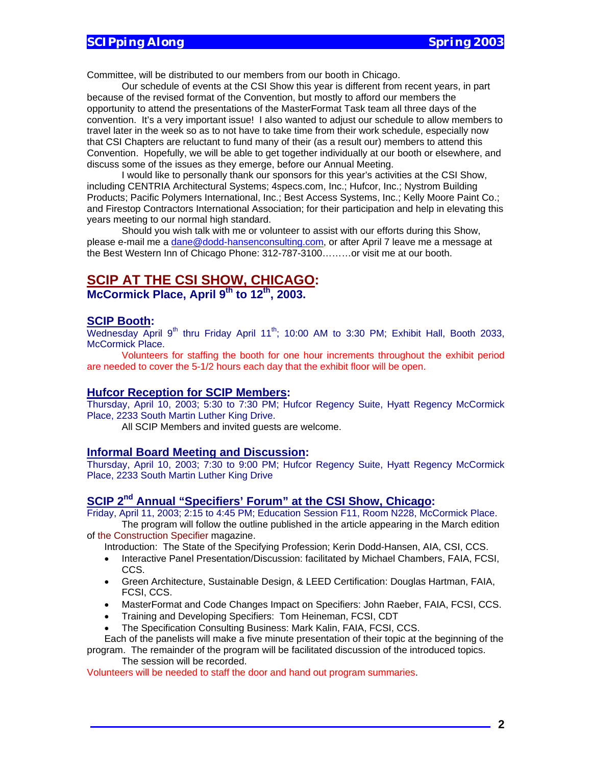Committee, will be distributed to our members from our booth in Chicago.

Our schedule of events at the CSI Show this year is different from recent years, in part because of the revised format of the Convention, but mostly to afford our members the opportunity to attend the presentations of the MasterFormat Task team all three days of the convention. It's a very important issue! I also wanted to adjust our schedule to allow members to travel later in the week so as to not have to take time from their work schedule, especially now that CSI Chapters are reluctant to fund many of their (as a result our) members to attend this Convention. Hopefully, we will be able to get together individually at our booth or elsewhere, and discuss some of the issues as they emerge, before our Annual Meeting.

I would like to personally thank our sponsors for this year's activities at the CSI Show, including CENTRIA Architectural Systems; 4specs.com, Inc.; Hufcor, Inc.; Nystrom Building Products; Pacific Polymers International, Inc.; Best Access Systems, Inc.; Kelly Moore Paint Co.; and Firestop Contractors International Association; for their participation and help in elevating this years meeting to our normal high standard.

Should you wish talk with me or volunteer to assist with our efforts during this Show, please e-mail me a dane@dodd-hansenconsulting.com, or after April 7 leave me a message at the Best Western Inn of Chicago Phone: 312-787-3100………or visit me at our booth.

## SCIP AT THE CSI SHOW, CHICAGO:

### McCormick Place, April 9th to 12th, 2003.

### SCIP Booth:

Wednesday April 9th thru Friday April 11th; 10:00 AM to 3:30 PM; Exhibit Hall, Booth 2033, McCormick Place.

Volunteers for staffing the booth for one hour increments throughout the exhibit period are needed to cover the 5-1/2 hours each day that the exhibit floor will be open.

### Hufcor Reception for SCIP Members:

Thursday, April 10, 2003; 5:30 to 7:30 PM; Hufcor Regency Suite, Hyatt Regency McCormick Place, 2233 South Martin Luther King Drive.

All SCIP Members and invited guests are welcome.

### Informal Board Meeting and Discussion:

Thursday, April 10, 2003; 7:30 to 9:00 PM; Hufcor Regency Suite, Hyatt Regency McCormick Place, 2233 South Martin Luther King Drive

### SCIP 2nd Annual "Specifiers' Forum" at the CSI Show, Chicago:

Friday, April 11, 2003; 2:15 to 4:45 PM; Education Session F11, Room N228, McCormick Place.

The program will follow the outline published in the article appearing in the March edition of the Construction Specifier magazine.

Introduction: The State of the Specifying Profession; Kerin Dodd-Hansen, AIA, CSI, CCS.

- Interactive Panel Presentation/Discussion: facilitated by Michael Chambers, FAIA, FCSI, CCS.
- Green Architecture, Sustainable Design, & LEED Certification: Douglas Hartman, FAIA, FCSI, CCS.
- MasterFormat and Code Changes Impact on Specifiers: John Raeber, FAIA, FCSI, CCS.
- Training and Developing Specifiers: Tom Heineman, FCSI, CDT
- The Specification Consulting Business: Mark Kalin, FAIA, FCSI, CCS.

Each of the panelists will make a five minute presentation of their topic at the beginning of the program. The remainder of the program will be facilitated discussion of the introduced topics.

The session will be recorded.

Volunteers will be needed to staff the door and hand out program summaries.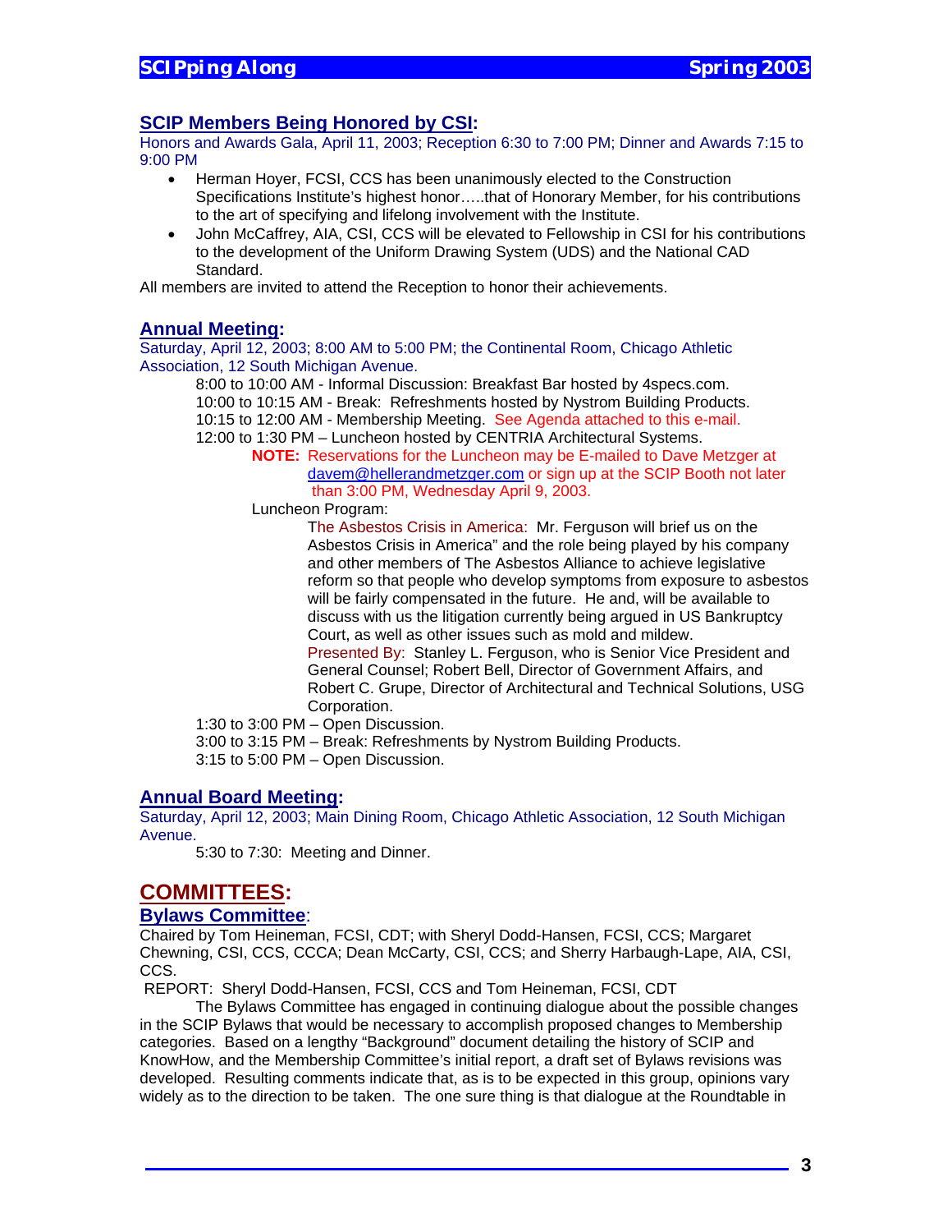## SCIP Members Being Honored by CSI:

Honors and Awards Gala, April 11, 2003; Reception 6:30 to 7:00 PM; Dinner and Awards 7:15 to 9:00 PM

- Herman Hoyer, FCSI, CCS has been unanimously elected to the Construction Specifications Institute's highest honor…..that of Honorary Member, for his contributions to the art of specifying and lifelong involvement with the Institute.
- John McCaffrey, AIA, CSI, CCS will be elevated to Fellowship in CSI for his contributions to the development of the Uniform Drawing System (UDS) and the National CAD Standard.

All members are invited to attend the Reception to honor their achievements.

## Annual Meeting:

Saturday, April 12, 2003; 8:00 AM to 5:00 PM; the Continental Room, Chicago Athletic Association, 12 South Michigan Avenue.

8:00 to 10:00 AM - Informal Discussion: Breakfast Bar hosted by 4specs.com.
10:00 to 10:15 AM - Break: Refreshments hosted by Nystrom Building Products.
10:15 to 12:00 AM - Membership Meeting. See Agenda attached to this e-mail.
12:00 to 1:30 PM – Luncheon hosted by CENTRIA Architectural Systems.

**NOTE:** Reservations for the Luncheon may be E-mailed to Dave Metzger at davem@hellerandmetzger.com or sign up at the SCIP Booth not later than 3:00 PM, Wednesday April 9, 2003.

Luncheon Program:

The Asbestos Crisis in America: Mr. Ferguson will brief us on the Asbestos Crisis in America" and the role being played by his company and other members of The Asbestos Alliance to achieve legislative reform so that people who develop symptoms from exposure to asbestos will be fairly compensated in the future. He and, will be available to discuss with us the litigation currently being argued in US Bankruptcy Court, as well as other issues such as mold and mildew.
Presented By: Stanley L. Ferguson, who is Senior Vice President and General Counsel; Robert Bell, Director of Government Affairs, and Robert C. Grupe, Director of Architectural and Technical Solutions, USG Corporation.

1:30 to 3:00 PM – Open Discussion.
3:00 to 3:15 PM – Break: Refreshments by Nystrom Building Products.
3:15 to 5:00 PM – Open Discussion.

## Annual Board Meeting:

Saturday, April 12, 2003; Main Dining Room, Chicago Athletic Association, 12 South Michigan Avenue.

5:30 to 7:30: Meeting and Dinner.

# COMMITTEES:

## Bylaws Committee:

Chaired by Tom Heineman, FCSI, CDT; with Sheryl Dodd-Hansen, FCSI, CCS; Margaret Chewning, CSI, CCS, CCCA; Dean McCarty, CSI, CCS; and Sherry Harbaugh-Lape, AIA, CSI, CCS.

REPORT: Sheryl Dodd-Hansen, FCSI, CCS and Tom Heineman, FCSI, CDT

The Bylaws Committee has engaged in continuing dialogue about the possible changes in the SCIP Bylaws that would be necessary to accomplish proposed changes to Membership categories. Based on a lengthy "Background" document detailing the history of SCIP and KnowHow, and the Membership Committee's initial report, a draft set of Bylaws revisions was developed. Resulting comments indicate that, as is to be expected in this group, opinions vary widely as to the direction to be taken. The one sure thing is that dialogue at the Roundtable in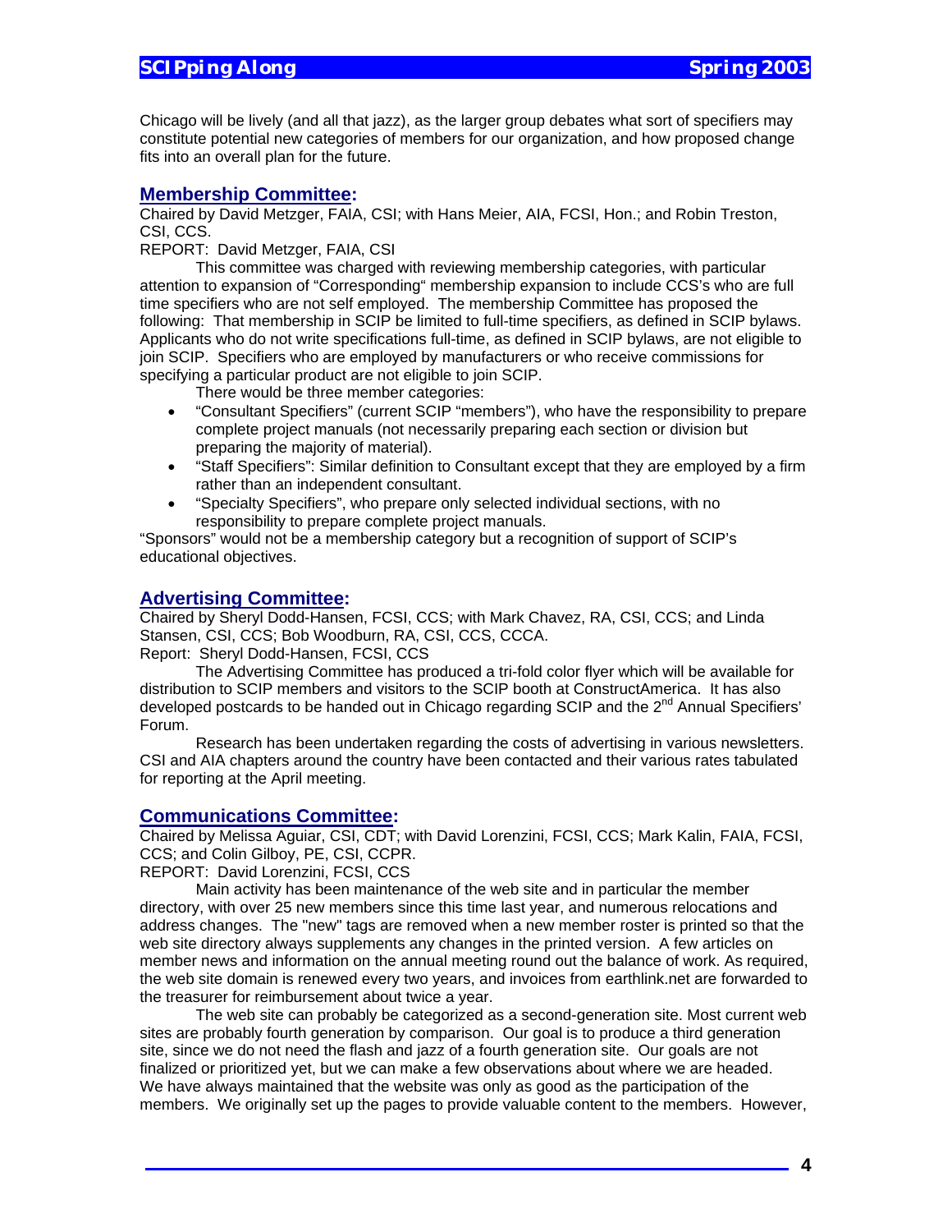Chicago will be lively (and all that jazz), as the larger group debates what sort of specifiers may constitute potential new categories of members for our organization, and how proposed change fits into an overall plan for the future.

## Membership Committee:

Chaired by David Metzger, FAIA, CSI; with Hans Meier, AIA, FCSI, Hon.; and Robin Treston, CSI, CCS.

REPORT: David Metzger, FAIA, CSI

This committee was charged with reviewing membership categories, with particular attention to expansion of "Corresponding" membership expansion to include CCS's who are full time specifiers who are not self employed. The membership Committee has proposed the following: That membership in SCIP be limited to full-time specifiers, as defined in SCIP bylaws. Applicants who do not write specifications full-time, as defined in SCIP bylaws, are not eligible to join SCIP. Specifiers who are employed by manufacturers or who receive commissions for specifying a particular product are not eligible to join SCIP.

There would be three member categories:

- "Consultant Specifiers" (current SCIP "members"), who have the responsibility to prepare complete project manuals (not necessarily preparing each section or division but preparing the majority of material).
- "Staff Specifiers": Similar definition to Consultant except that they are employed by a firm rather than an independent consultant.
- "Specialty Specifiers", who prepare only selected individual sections, with no responsibility to prepare complete project manuals.

"Sponsors" would not be a membership category but a recognition of support of SCIP's educational objectives.

## Advertising Committee:

Chaired by Sheryl Dodd-Hansen, FCSI, CCS; with Mark Chavez, RA, CSI, CCS; and Linda Stansen, CSI, CCS; Bob Woodburn, RA, CSI, CCS, CCCA.

Report: Sheryl Dodd-Hansen, FCSI, CCS

The Advertising Committee has produced a tri-fold color flyer which will be available for distribution to SCIP members and visitors to the SCIP booth at ConstructAmerica. It has also developed postcards to be handed out in Chicago regarding SCIP and the 2nd Annual Specifiers' Forum.

Research has been undertaken regarding the costs of advertising in various newsletters. CSI and AIA chapters around the country have been contacted and their various rates tabulated for reporting at the April meeting.

## Communications Committee:

Chaired by Melissa Aguiar, CSI, CDT; with David Lorenzini, FCSI, CCS; Mark Kalin, FAIA, FCSI, CCS; and Colin Gilboy, PE, CSI, CCPR.

REPORT: David Lorenzini, FCSI, CCS

Main activity has been maintenance of the web site and in particular the member directory, with over 25 new members since this time last year, and numerous relocations and address changes. The "new" tags are removed when a new member roster is printed so that the web site directory always supplements any changes in the printed version. A few articles on member news and information on the annual meeting round out the balance of work. As required, the web site domain is renewed every two years, and invoices from earthlink.net are forwarded to the treasurer for reimbursement about twice a year.

The web site can probably be categorized as a second-generation site. Most current web sites are probably fourth generation by comparison. Our goal is to produce a third generation site, since we do not need the flash and jazz of a fourth generation site. Our goals are not finalized or prioritized yet, but we can make a few observations about where we are headed. We have always maintained that the website was only as good as the participation of the members. We originally set up the pages to provide valuable content to the members. However,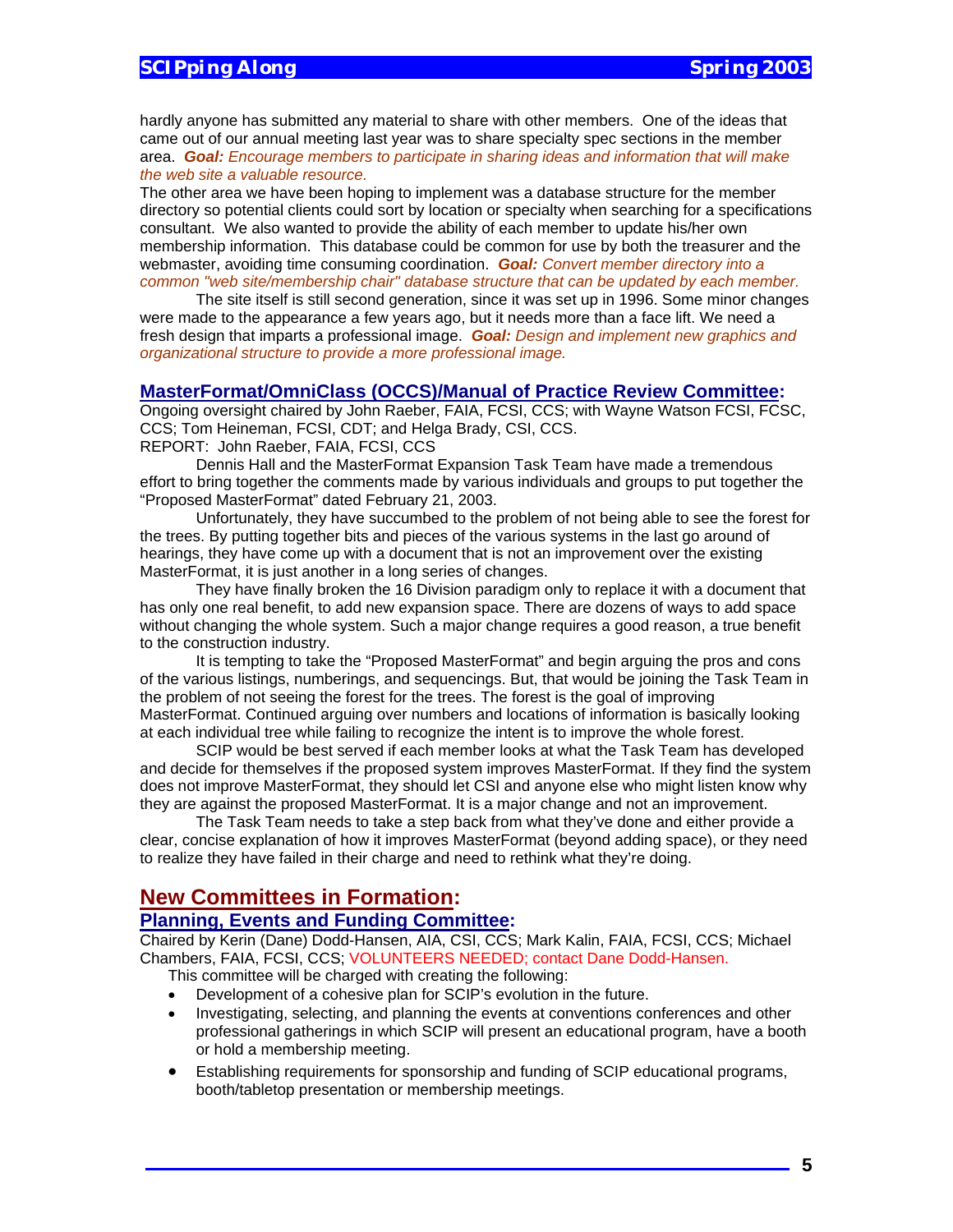hardly anyone has submitted any material to share with other members. One of the ideas that came out of our annual meeting last year was to share specialty spec sections in the member area. ***Goal:*** *Encourage members to participate in sharing ideas and information that will make the web site a valuable resource.*

The other area we have been hoping to implement was a database structure for the member directory so potential clients could sort by location or specialty when searching for a specifications consultant. We also wanted to provide the ability of each member to update his/her own membership information. This database could be common for use by both the treasurer and the webmaster, avoiding time consuming coordination. ***Goal:*** *Convert member directory into a common "web site/membership chair" database structure that can be updated by each member.*

The site itself is still second generation, since it was set up in 1996. Some minor changes were made to the appearance a few years ago, but it needs more than a face lift. We need a fresh design that imparts a professional image. ***Goal:*** *Design and implement new graphics and organizational structure to provide a more professional image.*

### MasterFormat/OmniClass (OCCS)/Manual of Practice Review Committee:

Ongoing oversight chaired by John Raeber, FAIA, FCSI, CCS; with Wayne Watson FCSI, FCSC, CCS; Tom Heineman, FCSI, CDT; and Helga Brady, CSI, CCS.

REPORT: John Raeber, FAIA, FCSI, CCS

Dennis Hall and the MasterFormat Expansion Task Team have made a tremendous effort to bring together the comments made by various individuals and groups to put together the "Proposed MasterFormat" dated February 21, 2003.

Unfortunately, they have succumbed to the problem of not being able to see the forest for the trees. By putting together bits and pieces of the various systems in the last go around of hearings, they have come up with a document that is not an improvement over the existing MasterFormat, it is just another in a long series of changes.

They have finally broken the 16 Division paradigm only to replace it with a document that has only one real benefit, to add new expansion space. There are dozens of ways to add space without changing the whole system. Such a major change requires a good reason, a true benefit to the construction industry.

It is tempting to take the "Proposed MasterFormat" and begin arguing the pros and cons of the various listings, numberings, and sequencings. But, that would be joining the Task Team in the problem of not seeing the forest for the trees. The forest is the goal of improving MasterFormat. Continued arguing over numbers and locations of information is basically looking at each individual tree while failing to recognize the intent is to improve the whole forest.

SCIP would be best served if each member looks at what the Task Team has developed and decide for themselves if the proposed system improves MasterFormat. If they find the system does not improve MasterFormat, they should let CSI and anyone else who might listen know why they are against the proposed MasterFormat. It is a major change and not an improvement.

The Task Team needs to take a step back from what they've done and either provide a clear, concise explanation of how it improves MasterFormat (beyond adding space), or they need to realize they have failed in their charge and need to rethink what they're doing.

## New Committees in Formation:

### Planning, Events and Funding Committee:

Chaired by Kerin (Dane) Dodd-Hansen, AIA, CSI, CCS; Mark Kalin, FAIA, FCSI, CCS; Michael Chambers, FAIA, FCSI, CCS; VOLUNTEERS NEEDED; contact Dane Dodd-Hansen.

This committee will be charged with creating the following:

- Development of a cohesive plan for SCIP's evolution in the future.
- Investigating, selecting, and planning the events at conventions conferences and other professional gatherings in which SCIP will present an educational program, have a booth or hold a membership meeting.
- Establishing requirements for sponsorship and funding of SCIP educational programs, booth/tabletop presentation or membership meetings.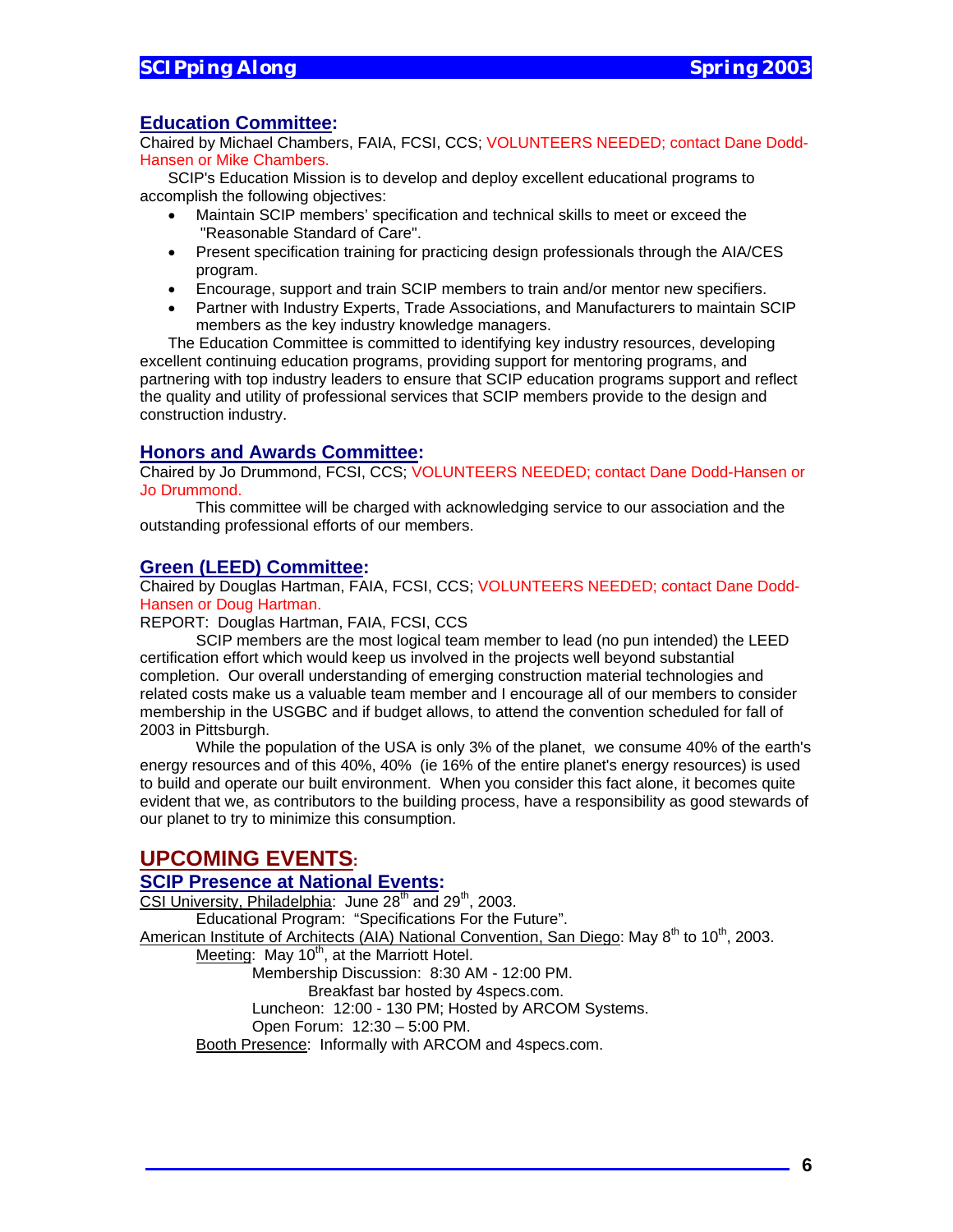## Education Committee:

Chaired by Michael Chambers, FAIA, FCSI, CCS; VOLUNTEERS NEEDED; contact Dane Dodd-Hansen or Mike Chambers.

SCIP's Education Mission is to develop and deploy excellent educational programs to accomplish the following objectives:

- Maintain SCIP members' specification and technical skills to meet or exceed the "Reasonable Standard of Care".
- Present specification training for practicing design professionals through the AIA/CES program.
- Encourage, support and train SCIP members to train and/or mentor new specifiers.
- Partner with Industry Experts, Trade Associations, and Manufacturers to maintain SCIP members as the key industry knowledge managers.

The Education Committee is committed to identifying key industry resources, developing excellent continuing education programs, providing support for mentoring programs, and partnering with top industry leaders to ensure that SCIP education programs support and reflect the quality and utility of professional services that SCIP members provide to the design and construction industry.

## Honors and Awards Committee:

Chaired by Jo Drummond, FCSI, CCS; VOLUNTEERS NEEDED; contact Dane Dodd-Hansen or Jo Drummond.

This committee will be charged with acknowledging service to our association and the outstanding professional efforts of our members.

## Green (LEED) Committee:

Chaired by Douglas Hartman, FAIA, FCSI, CCS; VOLUNTEERS NEEDED; contact Dane Dodd-Hansen or Doug Hartman.

REPORT: Douglas Hartman, FAIA, FCSI, CCS

SCIP members are the most logical team member to lead (no pun intended) the LEED certification effort which would keep us involved in the projects well beyond substantial completion. Our overall understanding of emerging construction material technologies and related costs make us a valuable team member and I encourage all of our members to consider membership in the USGBC and if budget allows, to attend the convention scheduled for fall of 2003 in Pittsburgh.

While the population of the USA is only 3% of the planet, we consume 40% of the earth's energy resources and of this 40%, 40% (ie 16% of the entire planet's energy resources) is used to build and operate our built environment. When you consider this fact alone, it becomes quite evident that we, as contributors to the building process, have a responsibility as good stewards of our planet to try to minimize this consumption.

# UPCOMING EVENTS:

## SCIP Presence at National Events:

CSI University, Philadelphia: June 28th and 29th, 2003.

Educational Program: "Specifications For the Future".

American Institute of Architects (AIA) National Convention, San Diego: May 8th to 10th, 2003.

Meeting: May 10th, at the Marriott Hotel.

Membership Discussion: 8:30 AM - 12:00 PM.

Breakfast bar hosted by 4specs.com.

Luncheon: 12:00 - 130 PM; Hosted by ARCOM Systems.

Open Forum: 12:30 – 5:00 PM.

Booth Presence: Informally with ARCOM and 4specs.com.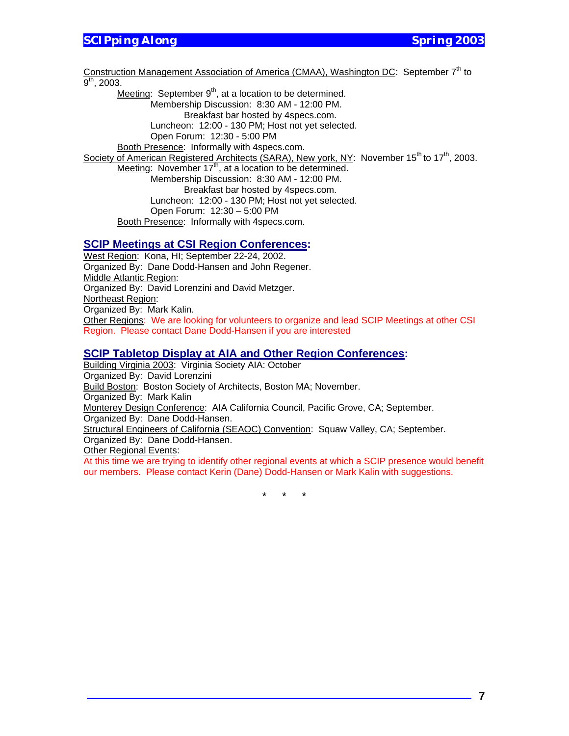Construction Management Association of America (CMAA), Washington DC: September 7th to 9th, 2003.

Meeting: September 9th, at a location to be determined.

Membership Discussion: 8:30 AM - 12:00 PM.

Breakfast bar hosted by 4specs.com.

Luncheon: 12:00 - 130 PM; Host not yet selected.

Open Forum: 12:30 - 5:00 PM

Booth Presence: Informally with 4specs.com.

Society of American Registered Architects (SARA), New york, NY: November 15th to 17th, 2003.

Meeting: November 17th, at a location to be determined.

Membership Discussion: 8:30 AM - 12:00 PM.

Breakfast bar hosted by 4specs.com.

Luncheon: 12:00 - 130 PM; Host not yet selected.

Open Forum: 12:30 – 5:00 PM

Booth Presence: Informally with 4specs.com.

## SCIP Meetings at CSI Region Conferences:

West Region: Kona, HI; September 22-24, 2002.
Organized By: Dane Dodd-Hansen and John Regener.
Middle Atlantic Region:
Organized By: David Lorenzini and David Metzger.
Northeast Region:
Organized By: Mark Kalin.
Other Regions: We are looking for volunteers to organize and lead SCIP Meetings at other CSI Region. Please contact Dane Dodd-Hansen if you are interested

## SCIP Tabletop Display at AIA and Other Region Conferences:

Building Virginia 2003: Virginia Society AIA: October
Organized By: David Lorenzini
Build Boston: Boston Society of Architects, Boston MA; November.
Organized By: Mark Kalin
Monterey Design Conference: AIA California Council, Pacific Grove, CA; September.
Organized By: Dane Dodd-Hansen.
Structural Engineers of California (SEAOC) Convention: Squaw Valley, CA; September.
Organized By: Dane Dodd-Hansen.
Other Regional Events:
At this time we are trying to identify other regional events at which a SCIP presence would benefit our members. Please contact Kerin (Dane) Dodd-Hansen or Mark Kalin with suggestions.

\* \* \*